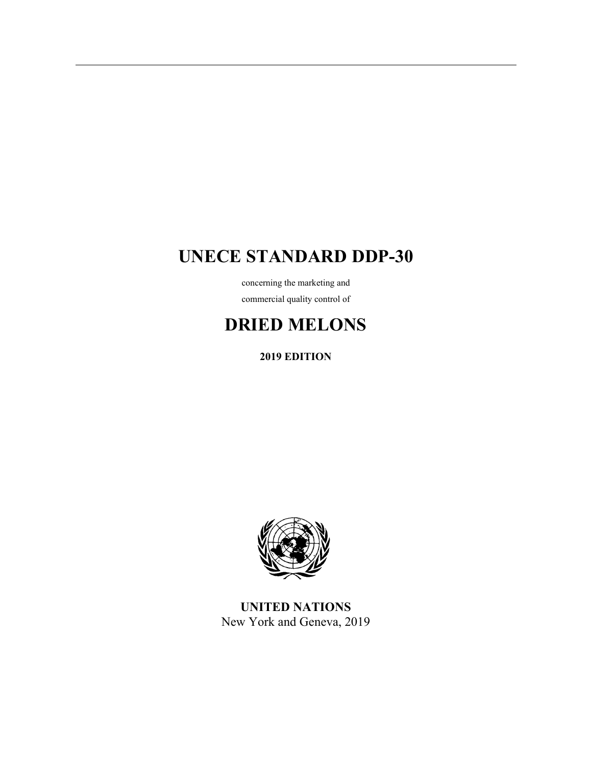# UNECE STANDARD DDP-30

concerning the marketing and

commercial quality control of

# DRIED MELONS

**2019 EDITION**

**UNITED NATIONS**

New York and Geneva, 2019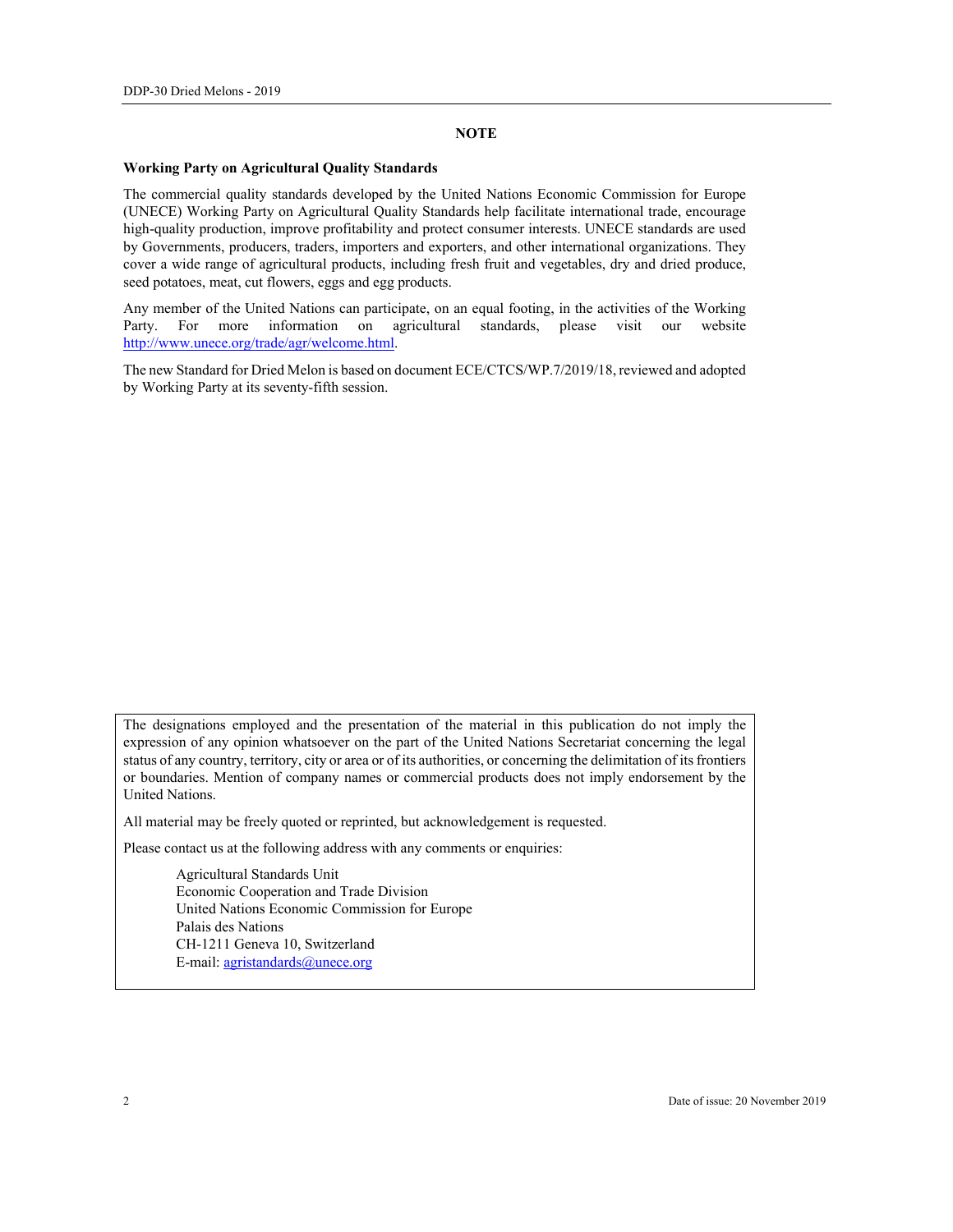# NOTE

**Working Party on Agricultural Quality Standards**

The commercial quality standards developed by the United Nations Economic Commission for Europe (UNECE) Working Party on Agricultural Quality Standards help facilitate international trade, encourage high-quality production, improve profitability and protect consumer interests. UNECE standards are used by Governments, producers, traders, importers and exporters, and other international organizations. They cover a wide range of agricultural products, including fresh fruit and vegetables, dry and dried produce, seed potatoes, meat, cut flowers, eggs and egg products.

Any member of the United Nations can participate, on an equal footing, in the activities of the Working Party. For more information on agricultural standards, please visit our website http://www.unece.org/trade/agr/welcome.html.

The new Standard for Dried Melon is based on document ECE/CTCS/WP.7/2019/18, reviewed and adopted by Working Party at its seventy-fifth session.

The designations employed and the presentation of the material in this publication do not imply the expression of any opinion whatsoever on the part of the United Nations Secretariat concerning the legal status of any country, territory, city or area or of its authorities, or concerning the delimitation of its frontiers or boundaries. Mention of company names or commercial products does not imply endorsement by the United Nations.

All material may be freely quoted or reprinted, but acknowledgement is requested.

Please contact us at the following address with any comments or enquiries:

Agricultural Standards Unit
Economic Cooperation and Trade Division
United Nations Economic Commission for Europe
Palais des Nations
CH-1211 Geneva 10, Switzerland
E-mail: agristandards@unece.org

Date of issue: 20 November 2019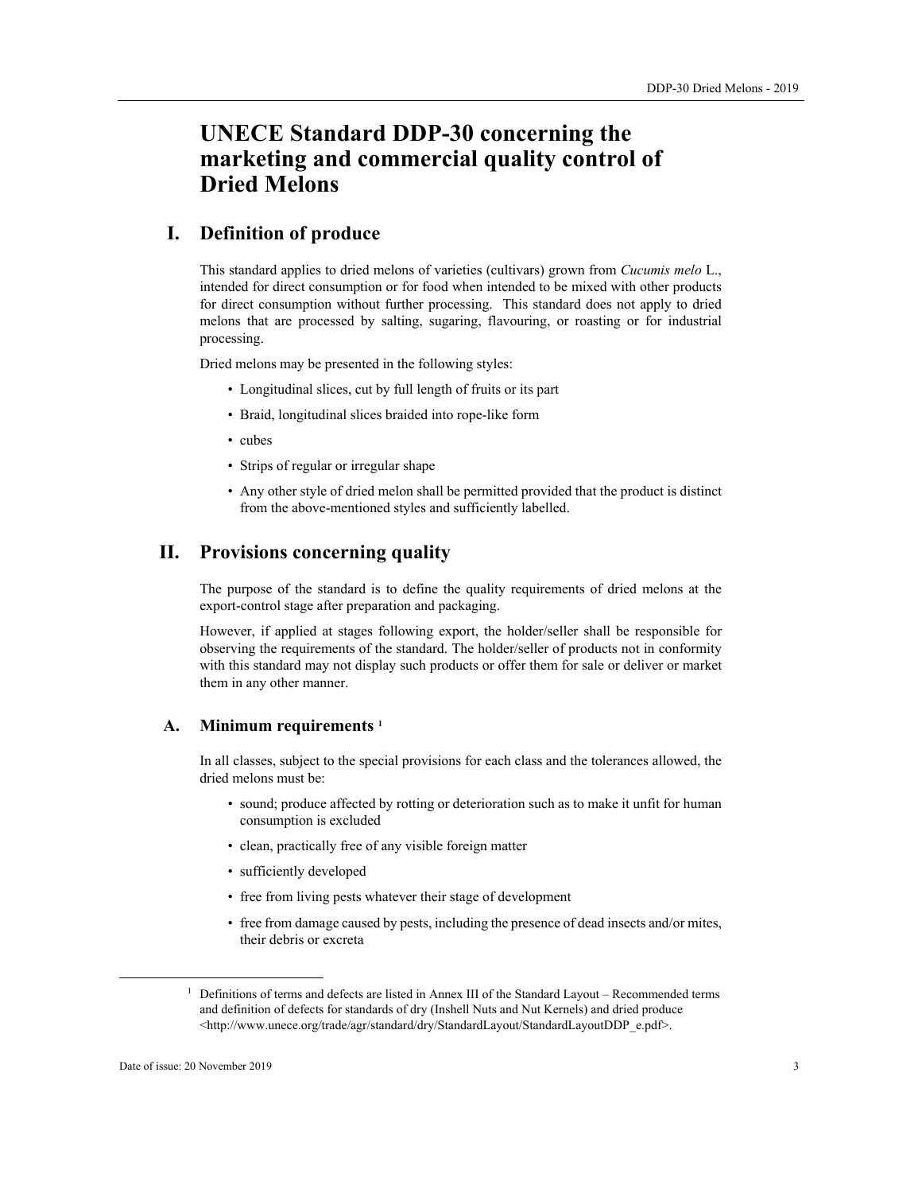# UNECE Standard DDP-30 concerning the marketing and commercial quality control of Dried Melons

## I. Definition of produce

This standard applies to dried melons of varieties (cultivars) grown from *Cucumis melo* L., intended for direct consumption or for food when intended to be mixed with other products for direct consumption without further processing. This standard does not apply to dried melons that are processed by salting, sugaring, flavouring, or roasting or for industrial processing.

Dried melons may be presented in the following styles:

- Longitudinal slices, cut by full length of fruits or its part
- Braid, longitudinal slices braided into rope-like form
- cubes
- Strips of regular or irregular shape
- Any other style of dried melon shall be permitted provided that the product is distinct from the above-mentioned styles and sufficiently labelled.

## II. Provisions concerning quality

The purpose of the standard is to define the quality requirements of dried melons at the export-control stage after preparation and packaging.

However, if applied at stages following export, the holder/seller shall be responsible for observing the requirements of the standard. The holder/seller of products not in conformity with this standard may not display such products or offer them for sale or deliver or market them in any other manner.

### A. Minimum requirements [1]

In all classes, subject to the special provisions for each class and the tolerances allowed, the dried melons must be:

- sound; produce affected by rotting or deterioration such as to make it unfit for human consumption is excluded
- clean, practically free of any visible foreign matter
- sufficiently developed
- free from living pests whatever their stage of development
- free from damage caused by pests, including the presence of dead insects and/or mites, their debris or excreta

[1] Definitions of terms and defects are listed in Annex III of the Standard Layout – Recommended terms and definition of defects for standards of dry (Inshell Nuts and Nut Kernels) and dried produce <http://www.unece.org/trade/agr/standard/dry/StandardLayout/StandardLayoutDDP_e.pdf>.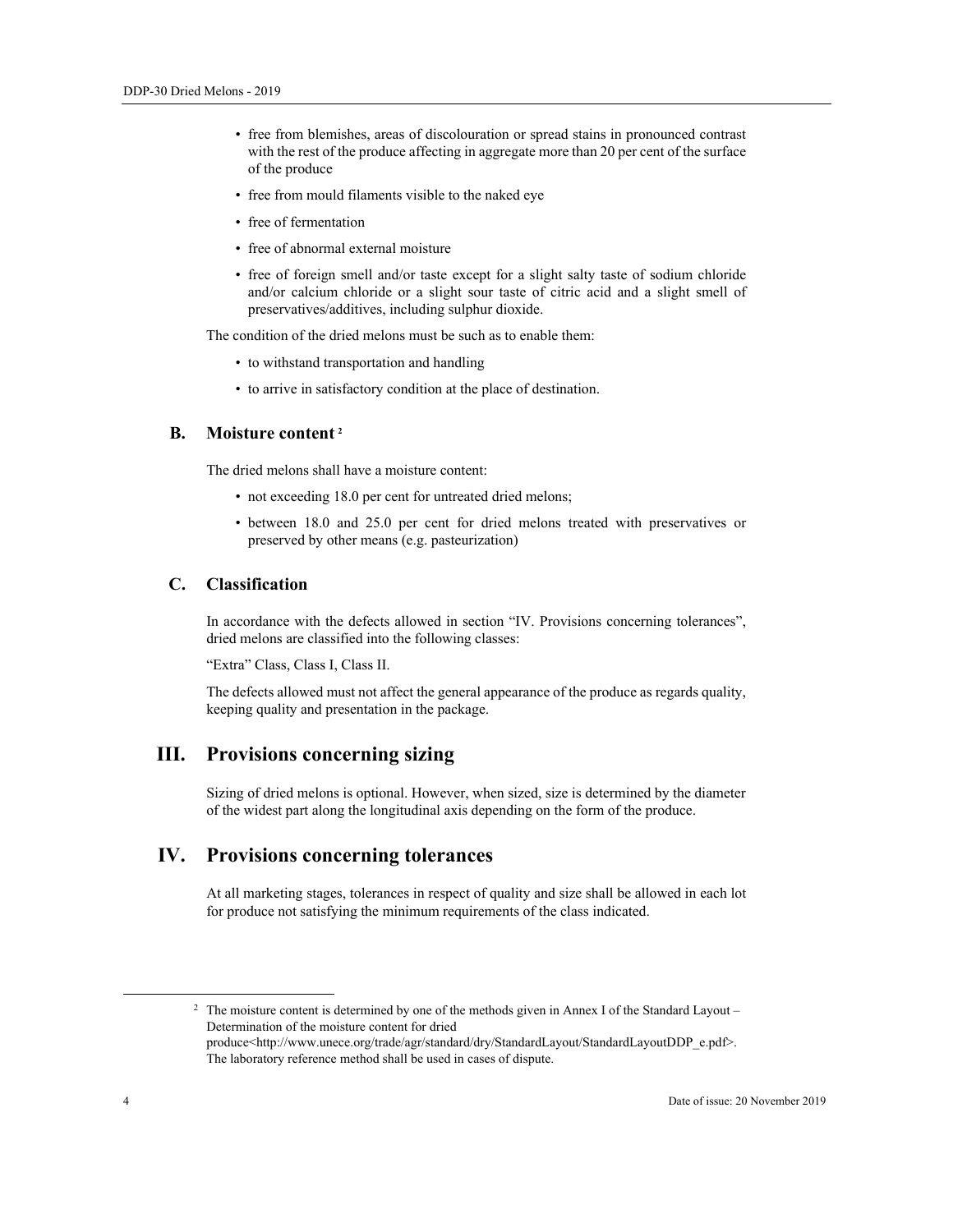- free from blemishes, areas of discolouration or spread stains in pronounced contrast with the rest of the produce affecting in aggregate more than 20 per cent of the surface of the produce
- free from mould filaments visible to the naked eye
- free of fermentation
- free of abnormal external moisture
- free of foreign smell and/or taste except for a slight salty taste of sodium chloride and/or calcium chloride or a slight sour taste of citric acid and a slight smell of preservatives/additives, including sulphur dioxide.

The condition of the dried melons must be such as to enable them:

- to withstand transportation and handling
- to arrive in satisfactory condition at the place of destination.

### B. Moisture content [2]

The dried melons shall have a moisture content:

- not exceeding 18.0 per cent for untreated dried melons;
- between 18.0 and 25.0 per cent for dried melons treated with preservatives or preserved by other means (e.g. pasteurization)

### C. Classification

In accordance with the defects allowed in section "IV. Provisions concerning tolerances", dried melons are classified into the following classes:

"Extra" Class, Class I, Class II.

The defects allowed must not affect the general appearance of the produce as regards quality, keeping quality and presentation in the package.

## III. Provisions concerning sizing

Sizing of dried melons is optional. However, when sized, size is determined by the diameter of the widest part along the longitudinal axis depending on the form of the produce.

## IV. Provisions concerning tolerances

At all marketing stages, tolerances in respect of quality and size shall be allowed in each lot for produce not satisfying the minimum requirements of the class indicated.

---

[2] The moisture content is determined by one of the methods given in Annex I of the Standard Layout – Determination of the moisture content for dried produce<http://www.unece.org/trade/agr/standard/dry/StandardLayout/StandardLayoutDDP_e.pdf>. The laboratory reference method shall be used in cases of dispute.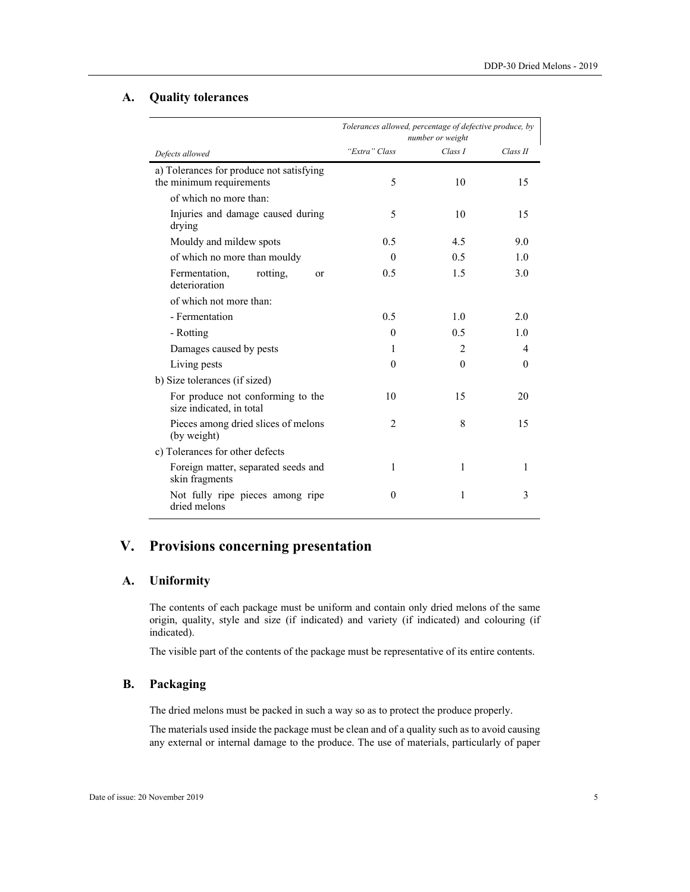### A. Quality tolerances

| *Defects allowed* | *Tolerances allowed, percentage of defective produce, by number or weight* | | |
|---|---|---|---|
| | *"Extra" Class* | *Class I* | *Class II* |
| a) Tolerances for produce not satisfying the minimum requirements | 5 | 10 | 15 |
| of which no more than: | | | |
| Injuries and damage caused during drying | 5 | 10 | 15 |
| Mouldy and mildew spots | 0.5 | 4.5 | 9.0 |
| of which no more than mouldy | 0 | 0.5 | 1.0 |
| Fermentation, rotting, or deterioration | 0.5 | 1.5 | 3.0 |
| of which not more than: | | | |
| - Fermentation | 0.5 | 1.0 | 2.0 |
| - Rotting | 0 | 0.5 | 1.0 |
| Damages caused by pests | 1 | 2 | 4 |
| Living pests | 0 | 0 | 0 |
| b) Size tolerances (if sized) | | | |
| For produce not conforming to the size indicated, in total | 10 | 15 | 20 |
| Pieces among dried slices of melons (by weight) | 2 | 8 | 15 |
| c) Tolerances for other defects | | | |
| Foreign matter, separated seeds and skin fragments | 1 | 1 | 1 |
| Not fully ripe pieces among ripe dried melons | 0 | 1 | 3 |

## V. Provisions concerning presentation

### A. Uniformity

The contents of each package must be uniform and contain only dried melons of the same origin, quality, style and size (if indicated) and variety (if indicated) and colouring (if indicated).

The visible part of the contents of the package must be representative of its entire contents.

### B. Packaging

The dried melons must be packed in such a way so as to protect the produce properly.

The materials used inside the package must be clean and of a quality such as to avoid causing any external or internal damage to the produce. The use of materials, particularly of paper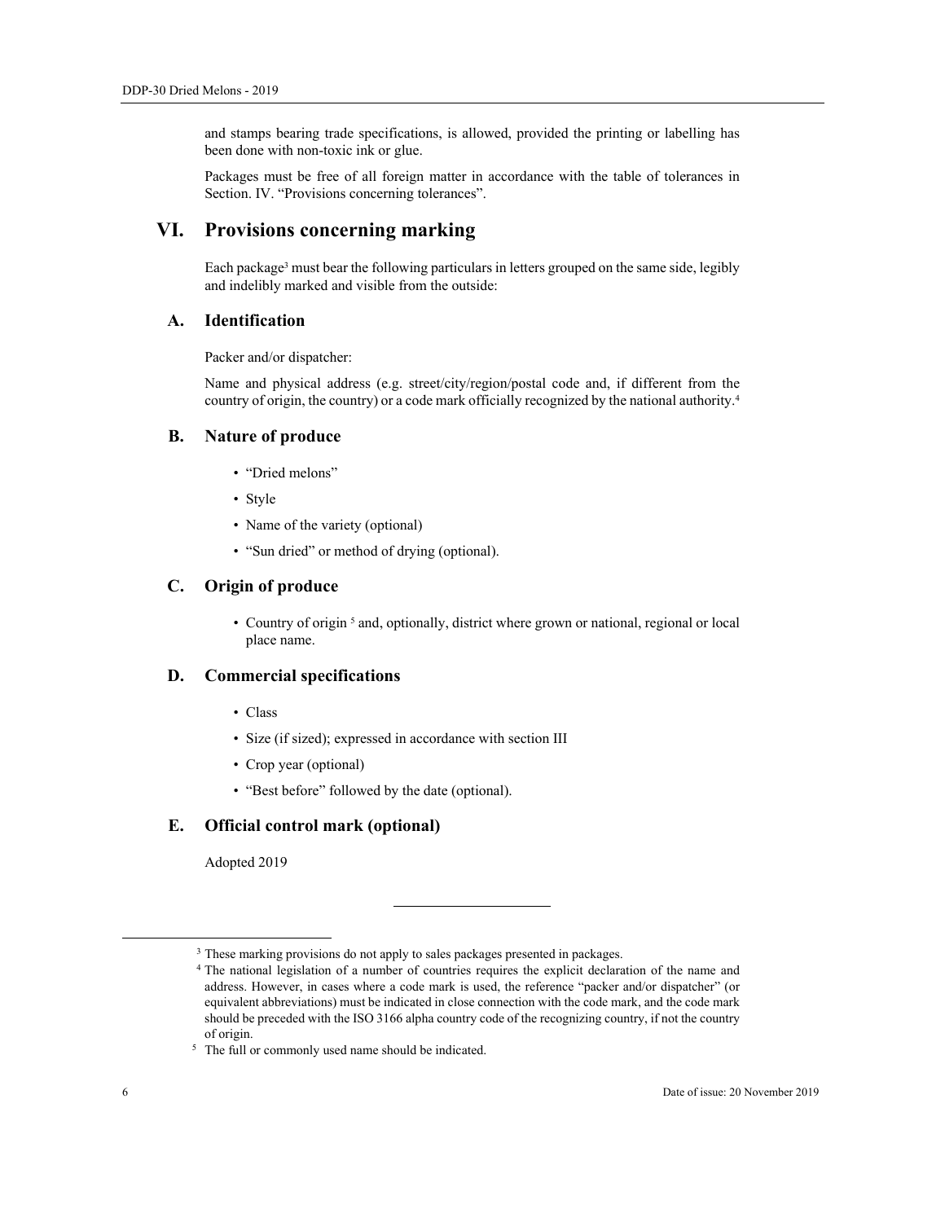and stamps bearing trade specifications, is allowed, provided the printing or labelling has been done with non-toxic ink or glue.

Packages must be free of all foreign matter in accordance with the table of tolerances in Section. IV. "Provisions concerning tolerances".

# VI. Provisions concerning marking

Each package[3] must bear the following particulars in letters grouped on the same side, legibly and indelibly marked and visible from the outside:

## A. Identification

Packer and/or dispatcher:

Name and physical address (e.g. street/city/region/postal code and, if different from the country of origin, the country) or a code mark officially recognized by the national authority.[4]

## B. Nature of produce

- "Dried melons"
- Style
- Name of the variety (optional)
- "Sun dried" or method of drying (optional).

## C. Origin of produce

- Country of origin [5] and, optionally, district where grown or national, regional or local place name.

## D. Commercial specifications

- Class
- Size (if sized); expressed in accordance with section III
- Crop year (optional)
- "Best before" followed by the date (optional).

## E. Official control mark (optional)

Adopted 2019

---

[3] These marking provisions do not apply to sales packages presented in packages.

[4] The national legislation of a number of countries requires the explicit declaration of the name and address. However, in cases where a code mark is used, the reference "packer and/or dispatcher" (or equivalent abbreviations) must be indicated in close connection with the code mark, and the code mark should be preceded with the ISO 3166 alpha country code of the recognizing country, if not the country of origin.

[5] The full or commonly used name should be indicated.